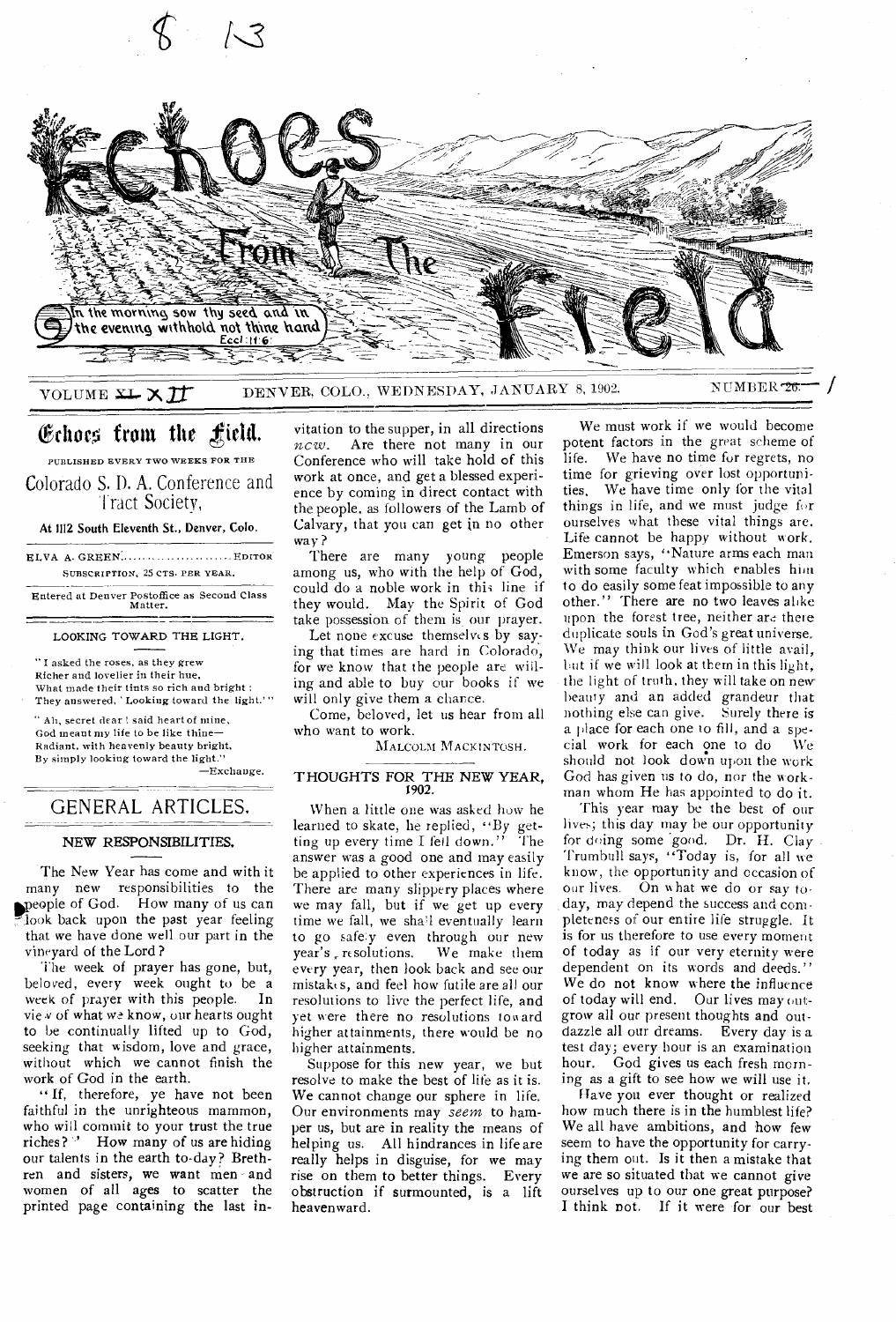# Echoes From The Field

In the morning sow thy seed and in the evening withhold not thine hand. Eccl. 11:6

VOLUME XII — DENVER, COLO., WEDNESDAY, JANUARY 8, 1902. — NUMBER 1

## Echoes from the Field.

PUBLISHED EVERY TWO WEEKS FOR THE

Colorado S. D. A. Conference and Tract Society,

At 1112 South Eleventh St., Denver, Colo.

ELVA A. GREEN........................EDITOR

SUBSCRIPTION, 25 CTS. PER YEAR.

Entered at Denver Postoffice as Second Class Matter.

### LOOKING TOWARD THE LIGHT.

"I asked the roses, as they grew
Richer and lovelier in their hue,
What made their tints so rich and bright;
They answered, 'Looking toward the light.'"

"Ah, secret dear! said heart of mine,
God meant my life to be like thine—
Radiant, with heavenly beauty bright,
By simply looking toward the light."

—Exchange.

## GENERAL ARTICLES.

### NEW RESPONSIBILITIES.

The New Year has come and with it many new responsibilities to the people of God. How many of us can look back upon the past year feeling that we have done well our part in the vineyard of the Lord?

The week of prayer has gone, but, beloved, every week ought to be a week of prayer with this people. In view of what we know, our hearts ought to be continually lifted up to God, seeking that wisdom, love and grace, without which we cannot finish the work of God in the earth.

"If, therefore, ye have not been faithful in the unrighteous mammon, who will commit to your trust the true riches?" How many of us are hiding our talents in the earth to-day? Brethren and sisters, we want men and women of all ages to scatter the printed page containing the last invitation to the supper, in all directions *now*. Are there not many in our Conference who will take hold of this work at once, and get a blessed experience by coming in direct contact with the people, as followers of the Lamb of Calvary, that you can get in no other way?

There are many young people among us, who with the help of God, could do a noble work in this line if they would. May the Spirit of God take possession of them is our prayer.

Let none excuse themselves by saying that times are hard in Colorado, for we know that the people are willing and able to buy our books if we will only give them a chance.

Come, beloved, let us hear from all who want to work.

MALCOLM MACKINTOSH.

### THOUGHTS FOR THE NEW YEAR, 1902.

When a little one was asked how he learned to skate, he replied, "By getting up every time I fell down." The answer was a good one and may easily be applied to other experiences in life. There are many slippery places where we may fall, but if we get up every time we fall, we shall eventually learn to go safely even through our new year's resolutions. We make them every year, then look back and see our mistakes, and feel how futile are all our resolutions to live the perfect life, and yet were there no resolutions toward higher attainments, there would be no higher attainments.

Suppose for this new year, we but resolve to make the best of life as it is. We cannot change our sphere in life. Our environments may *seem* to hamper us, but are in reality the means of helping us. All hindrances in life are really helps in disguise, for we may rise on them to better things. Every obstruction if surmounted, is a lift heavenward.

We must work if we would become potent factors in the great scheme of life. We have no time for regrets, no time for grieving over lost opportunities. We have time only for the vital things in life, and we must judge for ourselves what these vital things are. Life cannot be happy without work. Emerson says, "Nature arms each man with some faculty which enables him to do easily some feat impossible to any other." There are no two leaves alike upon the forest tree, neither are there duplicate souls in God's great universe. We may think our lives of little avail, but if we will look at them in this light, the light of truth, they will take on new beauty and an added grandeur that nothing else can give. Surely there is a place for each one to fill, and a special work for each one to do. We should not look down upon the work God has given us to do, nor the workman whom He has appointed to do it.

This year may be the best of our lives; this day may be our opportunity for doing some good. Dr. H. Clay Trumbull says, "Today is, for all we know, the opportunity and occasion of our lives. On what we do or say today, may depend the success and completeness of our entire life struggle. It is for us therefore to use every moment of today as if our very eternity were dependent on its words and deeds." We do not know where the influence of today will end. Our lives may outgrow all our present thoughts and outdazzle all our dreams. Every day is a test day; every hour is an examination hour. God gives us each fresh morning as a gift to see how we will use it.

Have you ever thought or realized how much there is in the humblest life? We all have ambitions, and how few seem to have the opportunity for carrying them out. Is it then a mistake that we are so situated that we cannot give ourselves up to our one great purpose? I think not. If it were for our best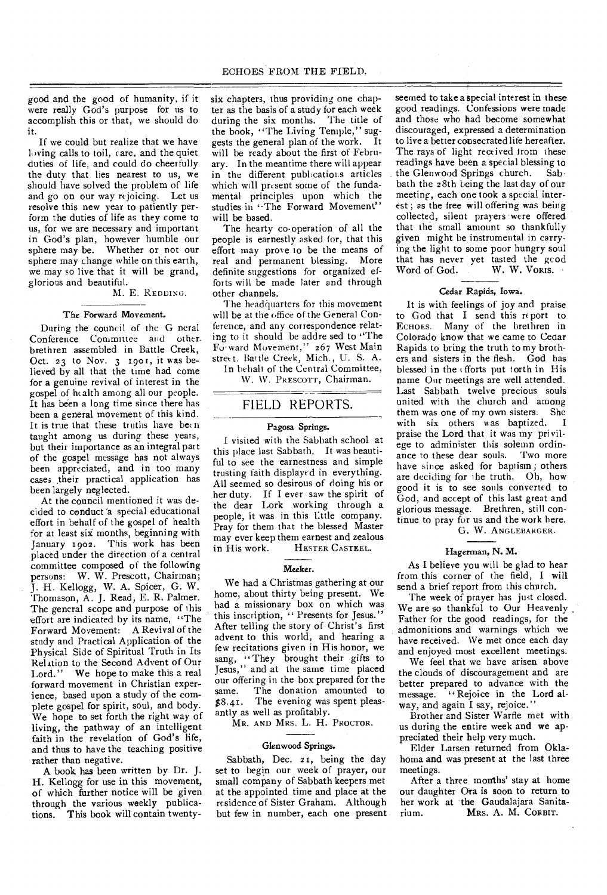good and the good of humanity, if it were really God's purpose for us to accomplish this or that, we should do it.

If we could but realize that we have loving calls to toil, care, and the quiet duties of life, and could do cheerfully the duty that lies nearest to us, we should have solved the problem of life and go on our way rejoicing. Let us resolve this new year to patiently perform the duties of life as they come to us, for we are necessary and important in God's plan, however humble our sphere may be. Whether or not our sphere may change while on this earth, we may so live that it will be grand, glorious and beautiful.

M. E. REDDING.

### The Forward Movement.

During the council of the General Conference Committee and other brethren assembled in Battle Creek, Oct. 23 to Nov. 3 1901, it was believed by all that the time had come for a genuine revival of interest in the gospel of health among all our people. It has been a long time since there has been a general movement of this kind. It is true that these truths have been taught among us during these years, but their importance as an integral part of the gospel message has not always been appreciated, and in too many cases their practical application has been largely neglected.

At the council mentioned it was decided to conduct a special educational effort in behalf of the gospel of health for at least six months, beginning with January 1902. This work has been placed under the direction of a central committee composed of the following persons: W. W. Prescott, Chairman; J. H. Kellogg, W. A. Spicer, G. W. Thomason, A. J. Read, E. R. Palmer. The general scope and purpose of this effort are indicated by its name, "The Forward Movement: A Revival of the study and Practical Application of the Physical Side of Spiritual Truth in Its Relation to the Second Advent of Our Lord." We hope to make this a real forward movement in Christian experience, based upon a study of the complete gospel for spirit, soul, and body. We hope to set forth the right way of living, the pathway of an intelligent faith in the revelation of God's life, and thus to have the teaching positive rather than negative.

A book has been written by Dr. J. H. Kellogg for use in this movement, of which further notice will be given through the various weekly publications. This book will contain twenty-six chapters, thus providing one chapter as the basis of a study for each week during the six months. The title of the book, "The Living Temple," suggests the general plan of the work. It will be ready about the first of February. In the meantime there will appear in the different publications articles which will present some of the fundamental principles upon which the studies in "The Forward Movement" will be based.

The hearty co-operation of all the people is earnestly asked for, that this effort may prove to be the means of real and permanent blessing. More definite suggestions for organized efforts will be made later and through other channels.

The headquarters for this movement will be at the office of the General Conference, and any correspondence relating to it should be addressed to "The Forward Movement," 267 West Main street, Battle Creek, Mich., U. S. A.

In behalf of the Central Committee,
W. W. PRESCOTT, Chairman.

## FIELD REPORTS.

### Pagosa Springs.

I visited with the Sabbath school at this place last Sabbath. It was beautiful to see the earnestness and simple trusting faith displayed in everything. All seemed so desirous of doing his or her duty. If I ever saw the spirit of the dear Lork working through a people, it was in this little company. Pray for them that the blessed Master may ever keep them earnest and zealous in His work.

HESTER CASTEEL.

### Meeker.

We had a Christmas gathering at our home, about thirty being present. We had a missionary box on which was this inscription, "Presents for Jesus." After telling the story of Christ's first advent to this world, and hearing a few recitations given in His honor, we sang, "They brought their gifts to Jesus," and at the same time placed our offering in the box prepared for the same. The donation amounted to $8.41. The evening was spent pleasantly as well as profitably.

MR. AND MRS. L. H. PROCTOR.

### Glenwood Springs.

Sabbath, Dec. 21, being the day set to begin our week of prayer, our small company of Sabbath keepers met at the appointed time and place at the residence of Sister Graham. Although but few in number, each one present seemed to take a special interest in these good readings. Confessions were made and those who had become somewhat discouraged, expressed a determination to live a better consecrated life hereafter. The rays of light received from these readings have been a special blessing to the Glenwood Springs church. Sabbath the 28th being the last day of our meeting, each one took a special interest; as the free will offering was being collected, silent prayers were offered that the small amount so thankfully given might be instrumental in carrying the light to some poor hungry soul that has never yet tasted the good Word of God.

W. W. VORIS.

### Cedar Rapids, Iowa.

It is with feelings of joy and praise to God that I send this report to ECHOES. Many of the brethren in Colorado know that we came to Cedar Rapids to bring the truth to my brothers and sisters in the flesh. God has blessed in the efforts put forth in His name Our meetings are well attended. Last Sabbath twelve precious souls united with the church and among them was one of my own sisters. She with six others was baptized. I praise the Lord that it was my privilege to administer this solemn ordinance to these dear souls. Two more have since asked for baptism; others are deciding for the truth. Oh, how good it is to see souls converted to God, and accept of this last great and glorious message. Brethren, still continue to pray for us and the work here.

G. W. ANGLEBARGER.

### Hagerman, N. M.

As I believe you will be glad to hear from this corner of the field, I will send a brief report from this church.

The week of prayer has just closed. We are so thankful to Our Heavenly Father for the good readings, for the admonitions and warnings which we have received. We met once each day and enjoyed most excellent meetings.

We feel that we have arisen above the clouds of discouragement and are better prepared to advance with the message. "Rejoice in the Lord alway, and again I say, rejoice."

Brother and Sister Warfle met with us during the entire week and we appreciated their help very much.

Elder Larsen returned from Oklahoma and was present at the last three meetings.

After a three months' stay at home our daughter Ora is soon to return to her work at the Gaudalajara Sanitarium.

MRS. A. M. CORBIT.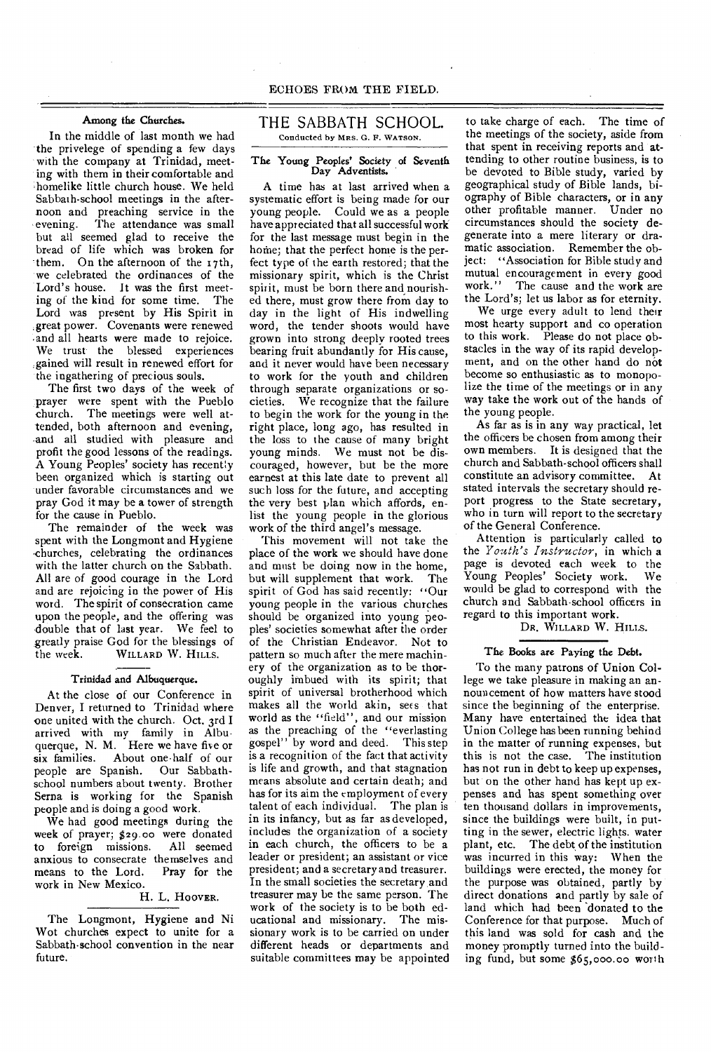### Among the Churches.

In the middle of last month we had the privelege of spending a few days with the company at Trinidad, meeting with them in their comfortable and homelike little church house. We held Sabbath-school meetings in the afternoon and preaching service in the evening. The attendance was small but all seemed glad to receive the bread of life which was broken for them. On the afternoon of the 17th, we celebrated the ordinances of the Lord's house. It was the first meeting of the kind for some time. The Lord was present by His Spirit in great power. Covenants were renewed and all hearts were made to rejoice. We trust the blessed experiences gained will result in renewed effort for the ingathering of precious souls.

The first two days of the week of prayer were spent with the Pueblo church. The meetings were well attended, both afternoon and evening, and all studied with pleasure and profit the good lessons of the readings. A Young Peoples' society has recently been organized which is starting out under favorable circumstances and we pray God it may be a tower of strength for the cause in Pueblo.

The remainder of the week was spent with the Longmont and Hygiene churches, celebrating the ordinances with the latter church on the Sabbath. All are of good courage in the Lord and are rejoicing in the power of His word. The spirit of consecration came upon the people, and the offering was double that of last year. We feel to greatly praise God for the blessings of the week.

WILLARD W. HILLS.

### Trinidad and Albuquerque.

At the close of our Conference in Denver, I returned to Trinidad where one united with the church. Oct. 3rd I arrived with my family in Albuquerque, N. M. Here we have five or six families. About one-half of our people are Spanish. Our Sabbath-school numbers about twenty. Brother Serna is working for the Spanish people and is doing a good work.

We had good meetings during the week of prayer; $29.00 were donated to foreign missions. All seemed anxious to consecrate themselves and means to the Lord. Pray for the work in New Mexico.

H. L. HOOVER.

The Longmont, Hygiene and Ni Wot churches expect to unite for a Sabbath-school convention in the near future.

## THE SABBATH SCHOOL.

Conducted by MRS. G. F. WATSON.

### The Young Peoples' Society of Seventh Day Adventists.

A time has at last arrived when a systematic effort is being made for our young people. Could we as a people have appreciated that all successful work for the last message must begin in the home; that the perfect home is the perfect type of the earth restored; that the missionary spirit, which is the Christ spirit, must be born there and nourished there, must grow there from day to day in the light of His indwelling word, the tender shoots would have grown into strong deeply rooted trees bearing fruit abundantly for His cause, and it never would have been necessary to work for the youth and children through separate organizations or societies. We recognize that the failure to begin the work for the young in the right place, long ago, has resulted in the loss to the cause of many bright young minds. We must not be discouraged, however, but be the more earnest at this late date to prevent all such loss for the future, and accepting the very best plan which affords, enlist the young people in the glorious work of the third angel's message.

This movement will not take the place of the work we should have done and must be doing now in the home, but will supplement that work. The spirit of God has said recently: "Our young people in the various churches should be organized into young peoples' societies somewhat after the order of the Christian Endeavor. Not to pattern so much after the mere machinery of the organization as to be thoroughly imbued with its spirit; that spirit of universal brotherhood which makes all the world akin, sees that world as the "field", and our mission as the preaching of the "everlasting gospel" by word and deed. This step is a recognition of the fact that activity is life and growth, and that stagnation means absolute and certain death; and has for its aim the employment of every talent of each individual. The plan is in its infancy, but as far as developed, includes the organization of a society in each church, the officers to be a leader or president; an assistant or vice president; and a secretary and treasurer. In the small societies the secretary and treasurer may be the same person. The work of the society is to be both educational and missionary. The missionary work is to be carried on under different heads or departments and suitable committees may be appointed to take charge of each. The time of the meetings of the society, aside from that spent in receiving reports and attending to other routine business, is to be devoted to Bible study, varied by geographical study of Bible lands, biography of Bible characters, or in any other profitable manner. Under no circumstances should the society degenerate into a mere literary or dramatic association. Remember the object: "Association for Bible study and mutual encouragement in every good work." The cause and the work are the Lord's; let us labor as for eternity.

We urge every adult to lend their most hearty support and co operation to this work. Please do not place obstacles in the way of its rapid development, and on the other hand do not become so enthusiastic as to monopolize the time of the meetings or in any way take the work out of the hands of the young people.

As far as is in any way practical, let the officers be chosen from among their own members. It is designed that the church and Sabbath-school officers shall constitute an advisory committee. At stated intervals the secretary should report progress to the State secretary, who in turn will report to the secretary of the General Conference.

Attention is particularly called to the *Youth's Instructor*, in which a page is devoted each week to the Young Peoples' Society work. We would be glad to correspond with the church and Sabbath-school officers in regard to this important work.

DR. WILLARD W. HILLS.

### The Books are Paying the Debt.

To the many patrons of Union College we take pleasure in making an announcement of how matters have stood since the beginning of the enterprise. Many have entertained the idea that Union College has been running behind in the matter of running expenses, but this is not the case. The institution has not run in debt to keep up expenses, but on the other hand has kept up expenses and has spent something over ten thousand dollars in improvements, since the buildings were built, in putting in the sewer, electric lights, water plant, etc. The debt of the institution was incurred in this way: When the buildings were erected, the money for the purpose was obtained, partly by direct donations and partly by sale of land which had been donated to the Conference for that purpose. Much of this land was sold for cash and the money promptly turned into the building fund, but some $65,000.00 worth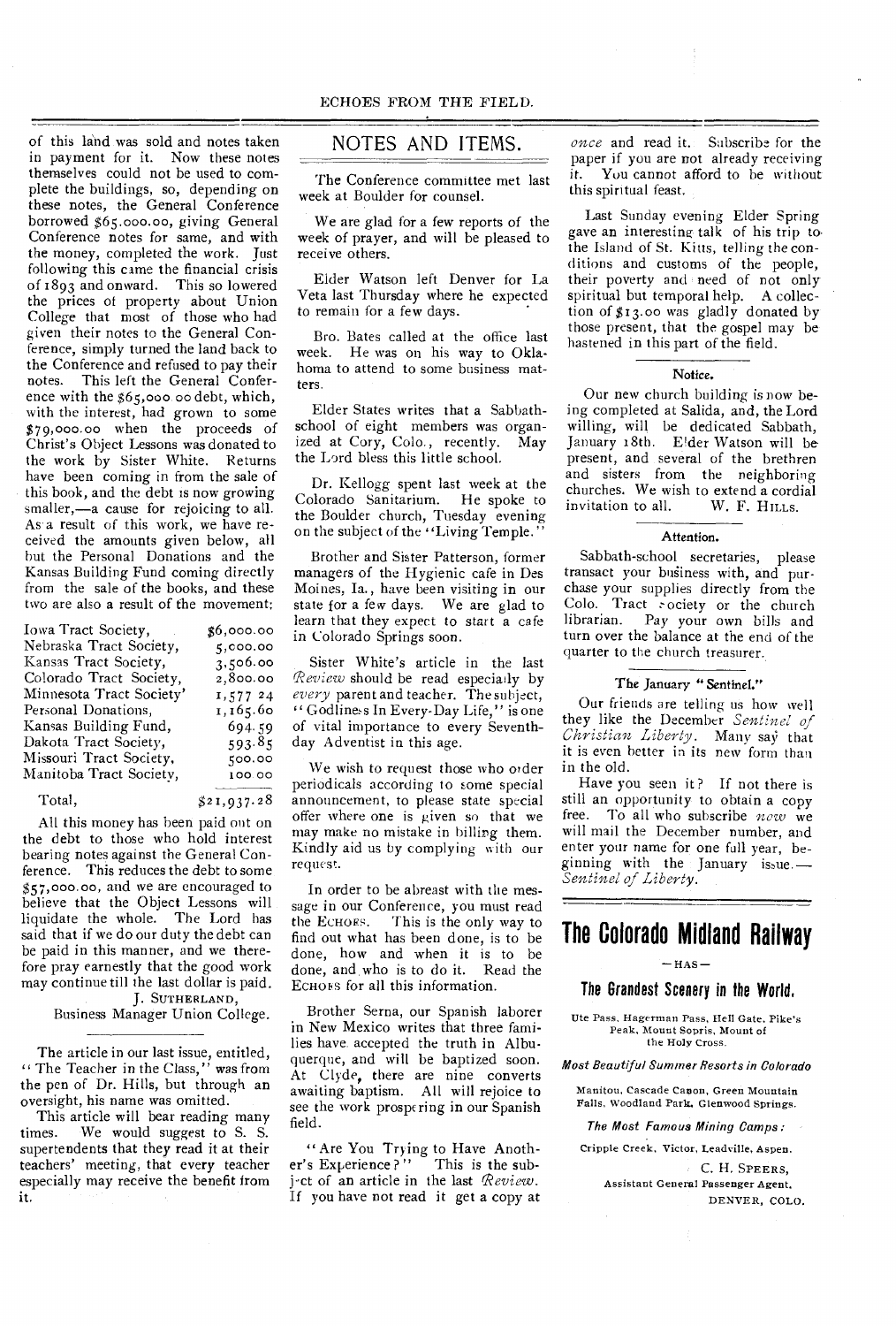of this land was sold and notes taken in payment for it. Now these notes themselves could not be used to complete the buildings, so, depending on these notes, the General Conference borrowed $65,000.00, giving General Conference notes for same, and with the money, completed the work. Just following this came the financial crisis of 1893 and onward. This so lowered the prices of property about Union College that most of those who had given their notes to the General Conference, simply turned the land back to the Conference and refused to pay their notes. This left the General Conference with the $65,000.00 debt, which, with the interest, had grown to some $79,000.00 when the proceeds of Christ's Object Lessons was donated to the work by Sister White. Returns have been coming in from the sale of this book, and the debt is now growing smaller,—a cause for rejoicing to all. As a result of this work, we have received the amounts given below, all but the Personal Donations and the Kansas Building Fund coming directly from the sale of the books, and these two are also a result of the movement:

| | |
|---|---|
| Iowa Tract Society, | $6,000.00 |
| Nebraska Tract Society, | 5,000.00 |
| Kansas Tract Society, | 3,506.00 |
| Colorado Tract Society, | 2,800.00 |
| Minnesota Tract Society' | 1,577 24 |
| Personal Donations, | 1,165.60 |
| Kansas Building Fund, | 694.59 |
| Dakota Tract Society, | 593.85 |
| Missouri Tract Society, | 500.00 |
| Manitoba Tract Society, | 100 00 |
| Total, | $21,937.28 |

All this money has been paid out on the debt to those who hold interest bearing notes against the General Conference. This reduces the debt to some $57,000.00, and we are encouraged to believe that the Object Lessons will liquidate the whole. The Lord has said that if we do our duty the debt can be paid in this manner, and we therefore pray earnestly that the good work may continue till the last dollar is paid.

J. SUTHERLAND,
Business Manager Union College.

The article in our last issue, entitled, "The Teacher in the Class," was from the pen of Dr. Hills, but through an oversight, his name was omitted.

This article will bear reading many times. We would suggest to S. S. supertendents that they read it at their teachers' meeting, that every teacher especially may receive the benefit from it.

## NOTES AND ITEMS.

The Conference committee met last week at Boulder for counsel.

We are glad for a few reports of the week of prayer, and will be pleased to receive others.

Elder Watson left Denver for La Veta last Thursday where he expected to remain for a few days.

Bro. Bates called at the office last week. He was on his way to Oklahoma to attend to some business matters.

Elder States writes that a Sabbath-school of eight members was organized at Cory, Colo., recently. May the Lord bless this little school.

Dr. Kellogg spent last week at the Colorado Sanitarium. He spoke to the Boulder church, Tuesday evening on the subject of the "Living Temple."

Brother and Sister Patterson, former managers of the Hygienic cafe in Des Moines, Ia., have been visiting in our state for a few days. We are glad to learn that they expect to start a cafe in Colorado Springs soon.

Sister White's article in the last *Review* should be read especially by *every* parent and teacher. The subject, "Godliness In Every-Day Life," is one of vital importance to every Seventh-day Adventist in this age.

We wish to request those who order periodicals according to some special announcement, to please state special offer where one is given so that we may make no mistake in billing them. Kindly aid us by complying with our request.

In order to be abreast with the message in our Conference, you must read the ECHOES. This is the only way to find out what has been done, is to be done, how and when it is to be done, and who is to do it. Read the ECHOES for all this information.

Brother Serna, our Spanish laborer in New Mexico writes that three families have accepted the truth in Albuquerque, and will be baptized soon. At Clyde, there are nine converts awaiting baptism. All will rejoice to see the work prospering in our Spanish field.

"Are You Trying to Have Another's Experience?" This is the subject of an article in the last *Review*. If you have not read it get a copy at *once* and read it. Subscribe for the paper if you are not already receiving it. You cannot afford to be without this spiritual feast.

Last Sunday evening Elder Spring gave an interesting talk of his trip to the Island of St. Kitts, telling the conditions and customs of the people, their poverty and need of not only spiritual but temporal help. A collection of $13.00 was gladly donated by those present, that the gospel may be hastened in this part of the field.

### Notice.

Our new church building is now being completed at Salida, and, the Lord willing, will be dedicated Sabbath, January 18th. Elder Watson will be present, and several of the brethren and sisters from the neighboring churches. We wish to extend a cordial invitation to all. W. F. HILLS.

### Attention.

Sabbath-school secretaries, please transact your business with, and purchase your supplies directly from the Colo. Tract Society or the church librarian. Pay your own bills and turn over the balance at the end of the quarter to the church treasurer.

### The January "Sentinel."

Our friends are telling us how well they like the December *Sentinel of Christian Liberty*. Many say that it is even better in its new form than in the old.

Have you seen it? If not there is still an opportunity to obtain a copy free. To all who subscribe *now* we will mail the December number, and enter your name for one full year, beginning with the January issue.—*Sentinel of Liberty*.

# The Colorado Midland Railway

—HAS—

### The Grandest Scenery in the World.

Ute Pass, Hagerman Pass, Hell Gate, Pike's Peak, Mount Sopris, Mount of the Holy Cross.

*Most Beautiful Summer Resorts in Colorado*

Manitou, Cascade Canon, Green Mountain Falls, Woodland Park, Glenwood Springs.

*The Most Famous Mining Camps:*

Cripple Creek, Victor, Leadville, Aspen.

C. H. SPEERS,
Assistant General Passenger Agent,
DENVER, COLO.